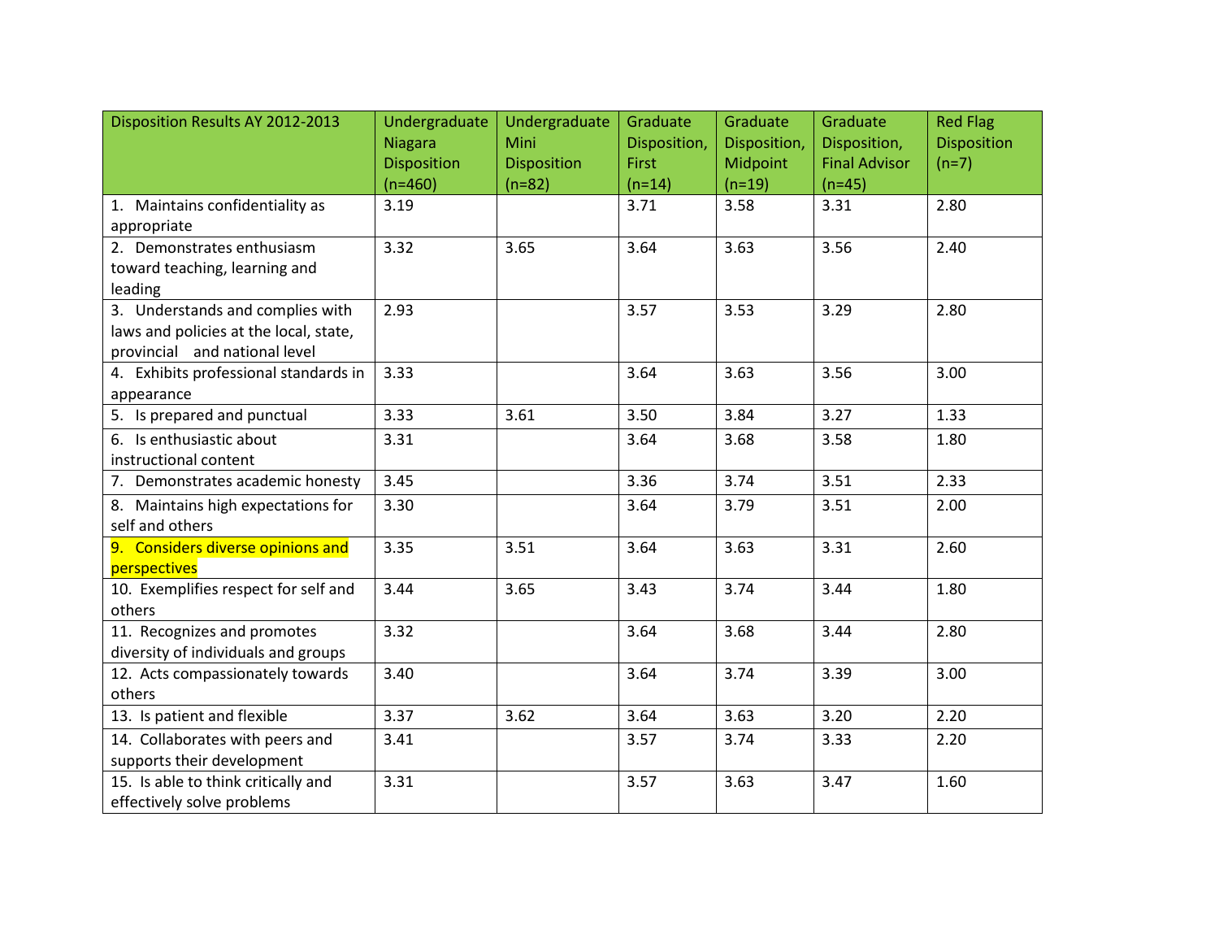| Disposition Results AY 2012-2013 | Undergraduate Niagara Disposition (n=460) | Undergraduate Mini Disposition (n=82) | Graduate Disposition, First (n=14) | Graduate Disposition, Midpoint (n=19) | Graduate Disposition, Final Advisor (n=45) | Red Flag Disposition (n=7) |
|---|---|---|---|---|---|---|
| 1. Maintains confidentiality as appropriate | 3.19 | | 3.71 | 3.58 | 3.31 | 2.80 |
| 2. Demonstrates enthusiasm toward teaching, learning and leading | 3.32 | 3.65 | 3.64 | 3.63 | 3.56 | 2.40 |
| 3. Understands and complies with laws and policies at the local, state, provincial and national level | 2.93 | | 3.57 | 3.53 | 3.29 | 2.80 |
| 4. Exhibits professional standards in appearance | 3.33 | | 3.64 | 3.63 | 3.56 | 3.00 |
| 5. Is prepared and punctual | 3.33 | 3.61 | 3.50 | 3.84 | 3.27 | 1.33 |
| 6. Is enthusiastic about instructional content | 3.31 | | 3.64 | 3.68 | 3.58 | 1.80 |
| 7. Demonstrates academic honesty | 3.45 | | 3.36 | 3.74 | 3.51 | 2.33 |
| 8. Maintains high expectations for self and others | 3.30 | | 3.64 | 3.79 | 3.51 | 2.00 |
| 9. Considers diverse opinions and perspectives | 3.35 | 3.51 | 3.64 | 3.63 | 3.31 | 2.60 |
| 10. Exemplifies respect for self and others | 3.44 | 3.65 | 3.43 | 3.74 | 3.44 | 1.80 |
| 11. Recognizes and promotes diversity of individuals and groups | 3.32 | | 3.64 | 3.68 | 3.44 | 2.80 |
| 12. Acts compassionately towards others | 3.40 | | 3.64 | 3.74 | 3.39 | 3.00 |
| 13. Is patient and flexible | 3.37 | 3.62 | 3.64 | 3.63 | 3.20 | 2.20 |
| 14. Collaborates with peers and supports their development | 3.41 | | 3.57 | 3.74 | 3.33 | 2.20 |
| 15. Is able to think critically and effectively solve problems | 3.31 | | 3.57 | 3.63 | 3.47 | 1.60 |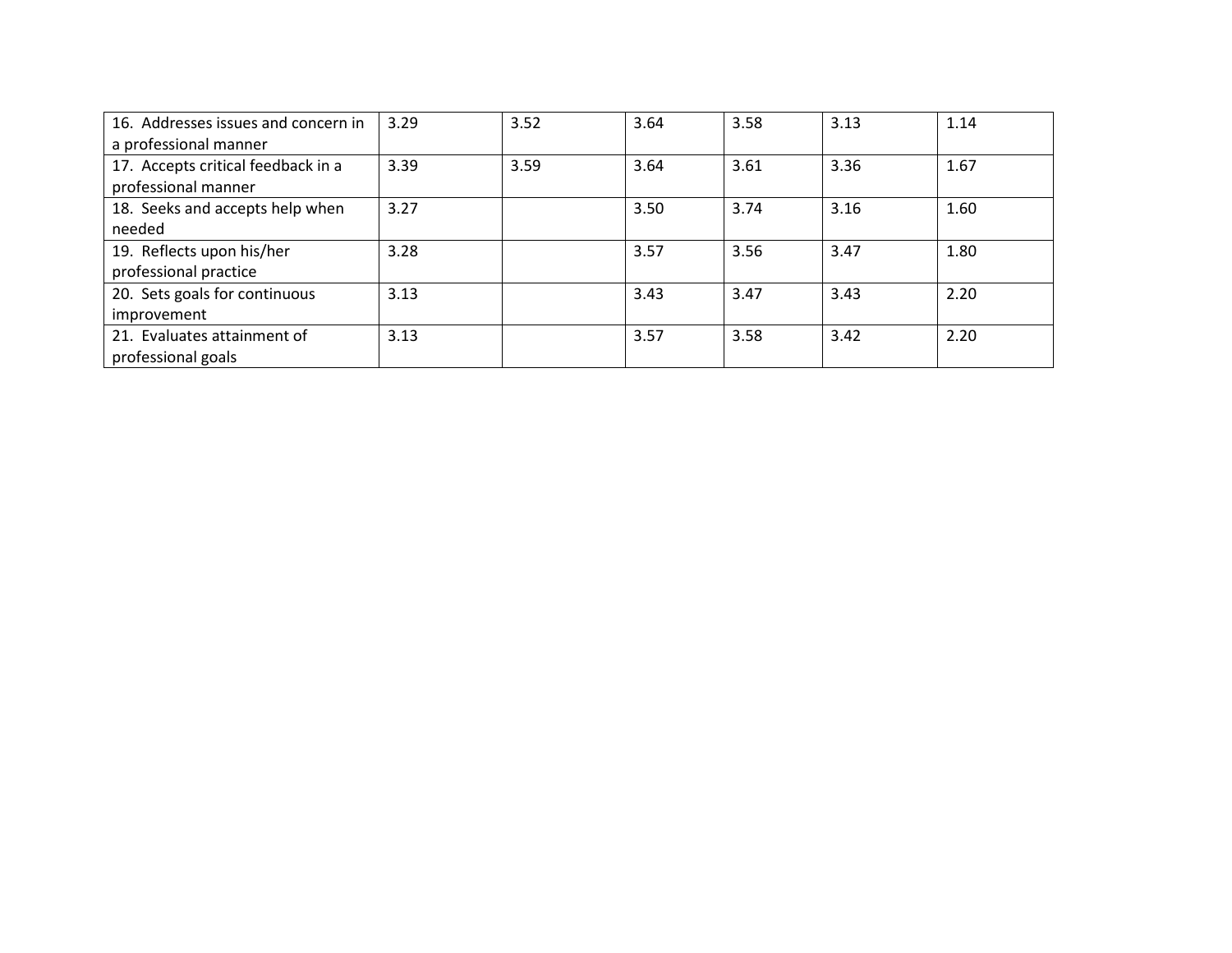| | | | | | | |
|---|---|---|---|---|---|---|
| 16. Addresses issues and concern in a professional manner | 3.29 | 3.52 | 3.64 | 3.58 | 3.13 | 1.14 |
| 17. Accepts critical feedback in a professional manner | 3.39 | 3.59 | 3.64 | 3.61 | 3.36 | 1.67 |
| 18. Seeks and accepts help when needed | 3.27 | | 3.50 | 3.74 | 3.16 | 1.60 |
| 19. Reflects upon his/her professional practice | 3.28 | | 3.57 | 3.56 | 3.47 | 1.80 |
| 20. Sets goals for continuous improvement | 3.13 | | 3.43 | 3.47 | 3.43 | 2.20 |
| 21. Evaluates attainment of professional goals | 3.13 | | 3.57 | 3.58 | 3.42 | 2.20 |